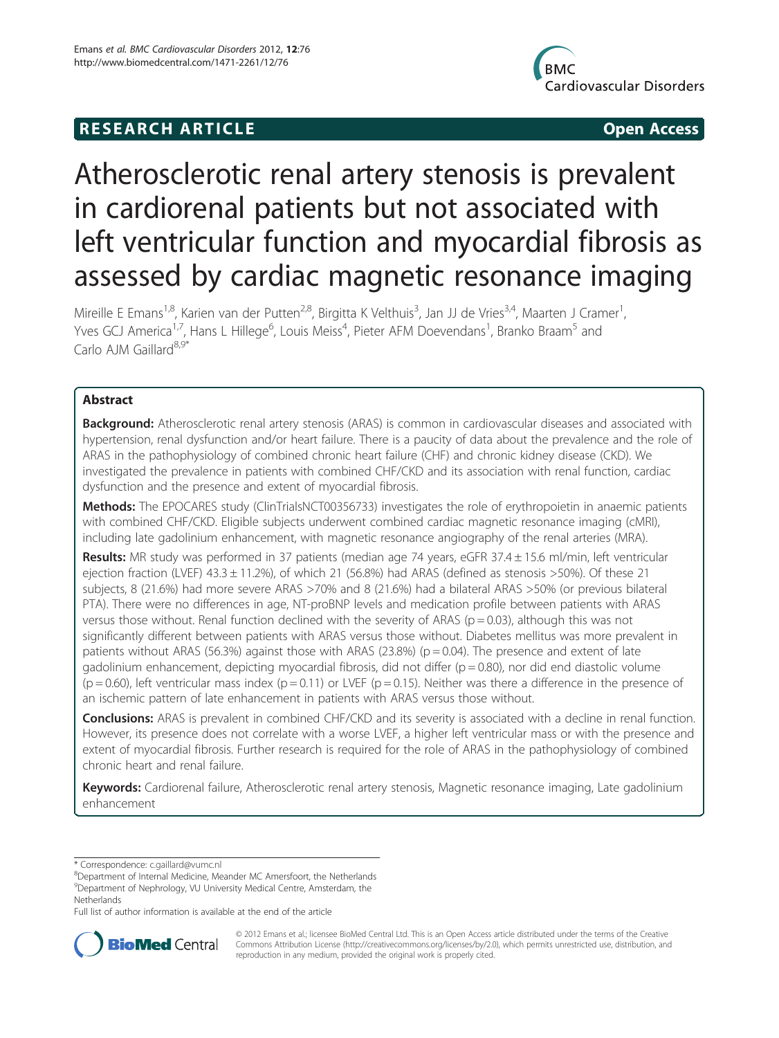# RESEARCH ARTICLE

Open Access

# Atherosclerotic renal artery stenosis is prevalent in cardiorenal patients but not associated with left ventricular function and myocardial fibrosis as assessed by cardiac magnetic resonance imaging

Mireille E Emans[1,8], Karien van der Putten[2,8], Birgitta K Velthuis[3], Jan JJ de Vries[3,4], Maarten J Cramer[1], Yves GCJ America[1,7], Hans L Hillege[6], Louis Meiss[4], Pieter AFM Doevendans[1], Branko Braam[5] and Carlo AJM Gaillard[8,9*]

## Abstract

**Background:** Atherosclerotic renal artery stenosis (ARAS) is common in cardiovascular diseases and associated with hypertension, renal dysfunction and/or heart failure. There is a paucity of data about the prevalence and the role of ARAS in the pathophysiology of combined chronic heart failure (CHF) and chronic kidney disease (CKD). We investigated the prevalence in patients with combined CHF/CKD and its association with renal function, cardiac dysfunction and the presence and extent of myocardial fibrosis.

**Methods:** The EPOCARES study (ClinTrialsNCT00356733) investigates the role of erythropoietin in anaemic patients with combined CHF/CKD. Eligible subjects underwent combined cardiac magnetic resonance imaging (cMRI), including late gadolinium enhancement, with magnetic resonance angiography of the renal arteries (MRA).

**Results:** MR study was performed in 37 patients (median age 74 years, eGFR 37.4 ± 15.6 ml/min, left ventricular ejection fraction (LVEF) 43.3 ± 11.2%), of which 21 (56.8%) had ARAS (defined as stenosis >50%). Of these 21 subjects, 8 (21.6%) had more severe ARAS >70% and 8 (21.6%) had a bilateral ARAS >50% (or previous bilateral PTA). There were no differences in age, NT-proBNP levels and medication profile between patients with ARAS versus those without. Renal function declined with the severity of ARAS ($p = 0.03$), although this was not significantly different between patients with ARAS versus those without. Diabetes mellitus was more prevalent in patients without ARAS (56.3%) against those with ARAS (23.8%) ($p = 0.04$). The presence and extent of late gadolinium enhancement, depicting myocardial fibrosis, did not differ ($p = 0.80$), nor did end diastolic volume ($p = 0.60$), left ventricular mass index ($p = 0.11$) or LVEF ($p = 0.15$). Neither was there a difference in the presence of an ischemic pattern of late enhancement in patients with ARAS versus those without.

**Conclusions:** ARAS is prevalent in combined CHF/CKD and its severity is associated with a decline in renal function. However, its presence does not correlate with a worse LVEF, a higher left ventricular mass or with the presence and extent of myocardial fibrosis. Further research is required for the role of ARAS in the pathophysiology of combined chronic heart and renal failure.

**Keywords:** Cardiorenal failure, Atherosclerotic renal artery stenosis, Magnetic resonance imaging, Late gadolinium enhancement

\* Correspondence: c.gaillard@vumc.nl
[8]Department of Internal Medicine, Meander MC Amersfoort, the Netherlands
[9]Department of Nephrology, VU University Medical Centre, Amsterdam, the Netherlands
Full list of author information is available at the end of the article

© 2012 Emans et al.; licensee BioMed Central Ltd. This is an Open Access article distributed under the terms of the Creative Commons Attribution License (http://creativecommons.org/licenses/by/2.0), which permits unrestricted use, distribution, and reproduction in any medium, provided the original work is properly cited.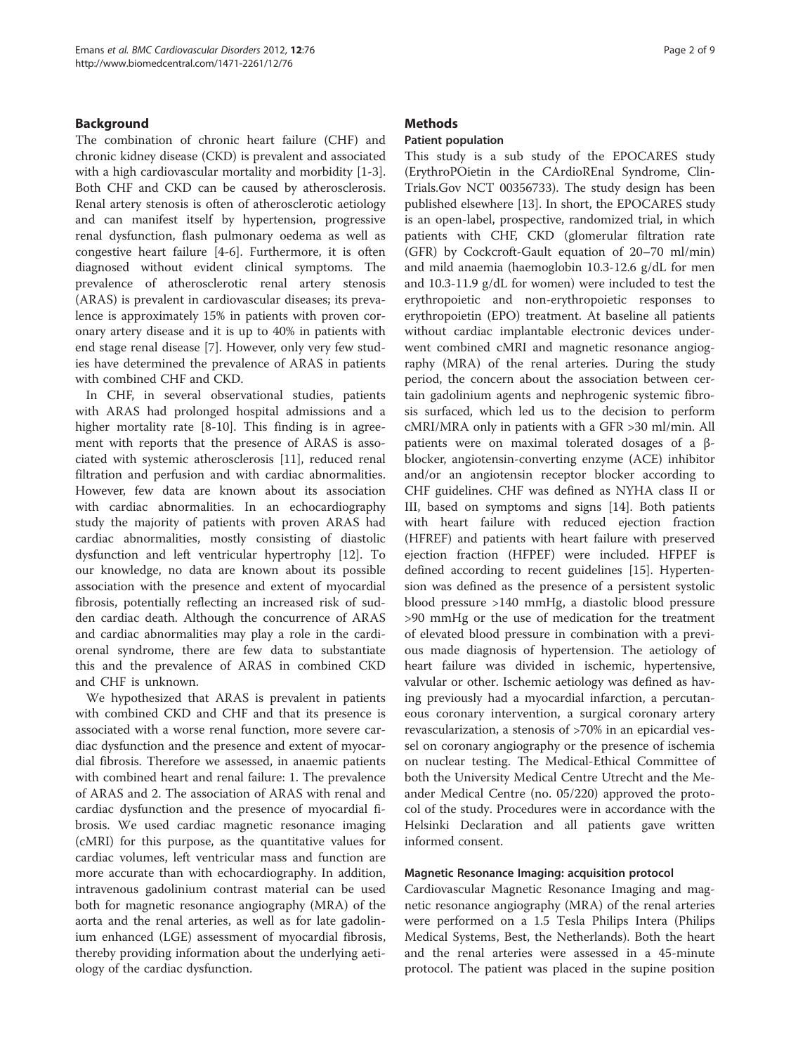## Background

The combination of chronic heart failure (CHF) and chronic kidney disease (CKD) is prevalent and associated with a high cardiovascular mortality and morbidity [1-3]. Both CHF and CKD can be caused by atherosclerosis. Renal artery stenosis is often of atherosclerotic aetiology and can manifest itself by hypertension, progressive renal dysfunction, flash pulmonary oedema as well as congestive heart failure [4-6]. Furthermore, it is often diagnosed without evident clinical symptoms. The prevalence of atherosclerotic renal artery stenosis (ARAS) is prevalent in cardiovascular diseases; its prevalence is approximately 15% in patients with proven coronary artery disease and it is up to 40% in patients with end stage renal disease [7]. However, only very few studies have determined the prevalence of ARAS in patients with combined CHF and CKD.

In CHF, in several observational studies, patients with ARAS had prolonged hospital admissions and a higher mortality rate [8-10]. This finding is in agreement with reports that the presence of ARAS is associated with systemic atherosclerosis [11], reduced renal filtration and perfusion and with cardiac abnormalities. However, few data are known about its association with cardiac abnormalities. In an echocardiography study the majority of patients with proven ARAS had cardiac abnormalities, mostly consisting of diastolic dysfunction and left ventricular hypertrophy [12]. To our knowledge, no data are known about its possible association with the presence and extent of myocardial fibrosis, potentially reflecting an increased risk of sudden cardiac death. Although the concurrence of ARAS and cardiac abnormalities may play a role in the cardiorenal syndrome, there are few data to substantiate this and the prevalence of ARAS in combined CKD and CHF is unknown.

We hypothesized that ARAS is prevalent in patients with combined CKD and CHF and that its presence is associated with a worse renal function, more severe cardiac dysfunction and the presence and extent of myocardial fibrosis. Therefore we assessed, in anaemic patients with combined heart and renal failure: 1. The prevalence of ARAS and 2. The association of ARAS with renal and cardiac dysfunction and the presence of myocardial fibrosis. We used cardiac magnetic resonance imaging (cMRI) for this purpose, as the quantitative values for cardiac volumes, left ventricular mass and function are more accurate than with echocardiography. In addition, intravenous gadolinium contrast material can be used both for magnetic resonance angiography (MRA) of the aorta and the renal arteries, as well as for late gadolinium enhanced (LGE) assessment of myocardial fibrosis, thereby providing information about the underlying aetiology of the cardiac dysfunction.

## Methods

### Patient population

This study is a sub study of the EPOCARES study (ErythroPOietin in the CArdioREnal Syndrome, ClinTrials.Gov NCT 00356733). The study design has been published elsewhere [13]. In short, the EPOCARES study is an open-label, prospective, randomized trial, in which patients with CHF, CKD (glomerular filtration rate (GFR) by Cockcroft-Gault equation of 20–70 ml/min) and mild anaemia (haemoglobin 10.3-12.6 g/dL for men and 10.3-11.9 g/dL for women) were included to test the erythropoietic and non-erythropoietic responses to erythropoietin (EPO) treatment. At baseline all patients without cardiac implantable electronic devices underwent combined cMRI and magnetic resonance angiography (MRA) of the renal arteries. During the study period, the concern about the association between certain gadolinium agents and nephrogenic systemic fibrosis surfaced, which led us to the decision to perform cMRI/MRA only in patients with a GFR >30 ml/min. All patients were on maximal tolerated dosages of a β-blocker, angiotensin-converting enzyme (ACE) inhibitor and/or an angiotensin receptor blocker according to CHF guidelines. CHF was defined as NYHA class II or III, based on symptoms and signs [14]. Both patients with heart failure with reduced ejection fraction (HFREF) and patients with heart failure with preserved ejection fraction (HFPEF) were included. HFPEF is defined according to recent guidelines [15]. Hypertension was defined as the presence of a persistent systolic blood pressure >140 mmHg, a diastolic blood pressure >90 mmHg or the use of medication for the treatment of elevated blood pressure in combination with a previous made diagnosis of hypertension. The aetiology of heart failure was divided in ischemic, hypertensive, valvular or other. Ischemic aetiology was defined as having previously had a myocardial infarction, a percutaneous coronary intervention, a surgical coronary artery revascularization, a stenosis of >70% in an epicardial vessel on coronary angiography or the presence of ischemia on nuclear testing. The Medical-Ethical Committee of both the University Medical Centre Utrecht and the Meander Medical Centre (no. 05/220) approved the protocol of the study. Procedures were in accordance with the Helsinki Declaration and all patients gave written informed consent.

### Magnetic Resonance Imaging: acquisition protocol

Cardiovascular Magnetic Resonance Imaging and magnetic resonance angiography (MRA) of the renal arteries were performed on a 1.5 Tesla Philips Intera (Philips Medical Systems, Best, the Netherlands). Both the heart and the renal arteries were assessed in a 45-minute protocol. The patient was placed in the supine position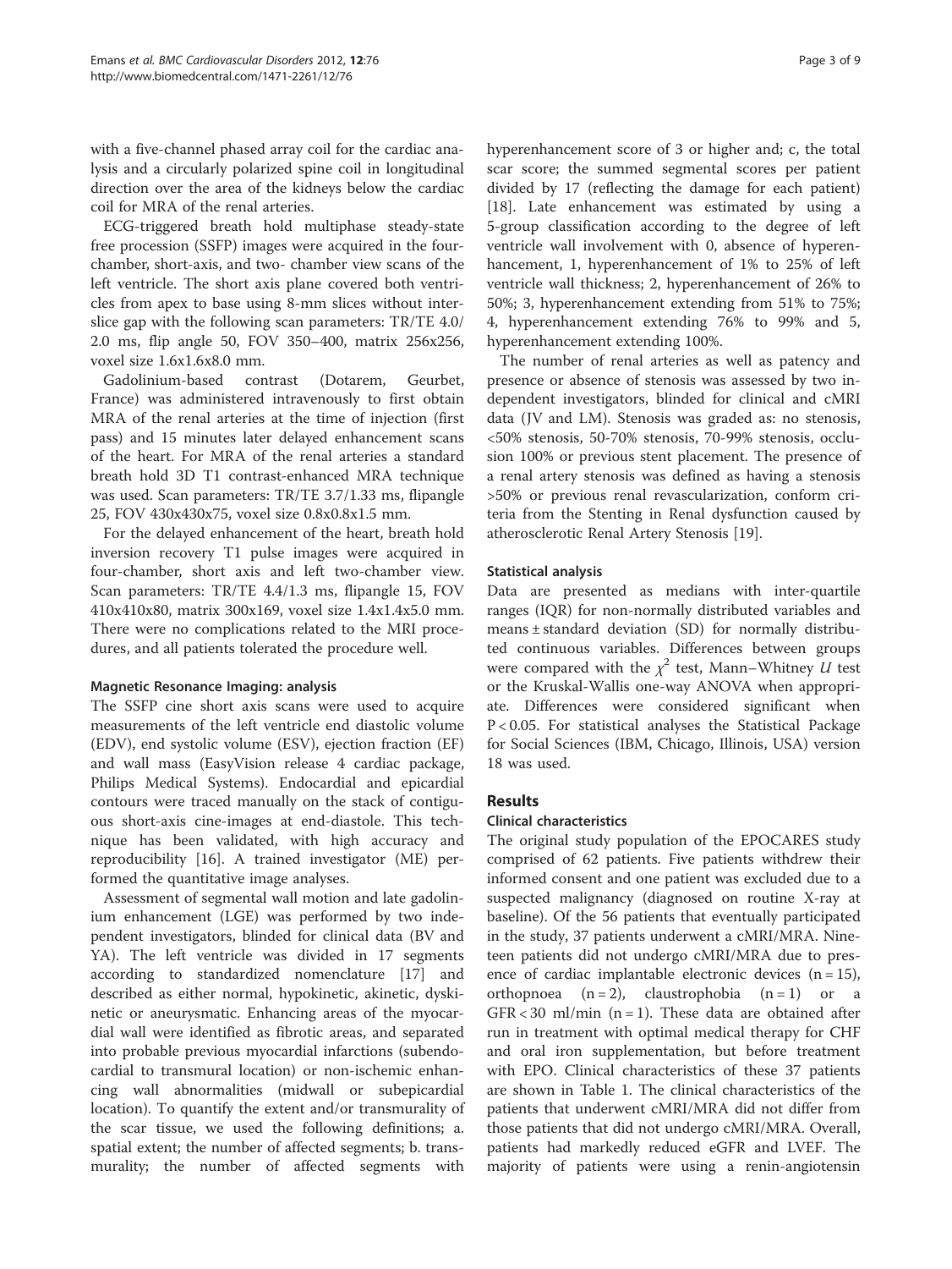with a five-channel phased array coil for the cardiac analysis and a circularly polarized spine coil in longitudinal direction over the area of the kidneys below the cardiac coil for MRA of the renal arteries.

ECG-triggered breath hold multiphase steady-state free procession (SSFP) images were acquired in the four-chamber, short-axis, and two- chamber view scans of the left ventricle. The short axis plane covered both ventricles from apex to base using 8-mm slices without interslice gap with the following scan parameters: TR/TE 4.0/2.0 ms, flip angle 50, FOV 350–400, matrix 256x256, voxel size 1.6x1.6x8.0 mm.

Gadolinium-based contrast (Dotarem, Geurbet, France) was administered intravenously to first obtain MRA of the renal arteries at the time of injection (first pass) and 15 minutes later delayed enhancement scans of the heart. For MRA of the renal arteries a standard breath hold 3D T1 contrast-enhanced MRA technique was used. Scan parameters: TR/TE 3.7/1.33 ms, flipangle 25, FOV 430x430x75, voxel size 0.8x0.8x1.5 mm.

For the delayed enhancement of the heart, breath hold inversion recovery T1 pulse images were acquired in four-chamber, short axis and left two-chamber view. Scan parameters: TR/TE 4.4/1.3 ms, flipangle 15, FOV 410x410x80, matrix 300x169, voxel size 1.4x1.4x5.0 mm. There were no complications related to the MRI procedures, and all patients tolerated the procedure well.

### Magnetic Resonance Imaging: analysis

The SSFP cine short axis scans were used to acquire measurements of the left ventricle end diastolic volume (EDV), end systolic volume (ESV), ejection fraction (EF) and wall mass (EasyVision release 4 cardiac package, Philips Medical Systems). Endocardial and epicardial contours were traced manually on the stack of contiguous short-axis cine-images at end-diastole. This technique has been validated, with high accuracy and reproducibility [16]. A trained investigator (ME) performed the quantitative image analyses.

Assessment of segmental wall motion and late gadolinium enhancement (LGE) was performed by two independent investigators, blinded for clinical data (BV and YA). The left ventricle was divided in 17 segments according to standardized nomenclature [17] and described as either normal, hypokinetic, akinetic, dyskinetic or aneurysmatic. Enhancing areas of the myocardial wall were identified as fibrotic areas, and separated into probable previous myocardial infarctions (subendocardial to transmural location) or non-ischemic enhancing wall abnormalities (midwall or subepicardial location). To quantify the extent and/or transmurality of the scar tissue, we used the following definitions; a. spatial extent; the number of affected segments; b. transmurality; the number of affected segments with hyperenhancement score of 3 or higher and; c, the total scar score; the summed segmental scores per patient divided by 17 (reflecting the damage for each patient) [18]. Late enhancement was estimated by using a 5-group classification according to the degree of left ventricle wall involvement with 0, absence of hyperenhancement, 1, hyperenhancement of 1% to 25% of left ventricle wall thickness; 2, hyperenhancement of 26% to 50%; 3, hyperenhancement extending from 51% to 75%; 4, hyperenhancement extending 76% to 99% and 5, hyperenhancement extending 100%.

The number of renal arteries as well as patency and presence or absence of stenosis was assessed by two independent investigators, blinded for clinical and cMRI data (JV and LM). Stenosis was graded as: no stenosis, <50% stenosis, 50-70% stenosis, 70-99% stenosis, occlusion 100% or previous stent placement. The presence of a renal artery stenosis was defined as having a stenosis >50% or previous renal revascularization, conform criteria from the Stenting in Renal dysfunction caused by atherosclerotic Renal Artery Stenosis [19].

### Statistical analysis

Data are presented as medians with inter-quartile ranges (IQR) for non-normally distributed variables and means ± standard deviation (SD) for normally distributed continuous variables. Differences between groups were compared with the $\chi^2$ test, Mann–Whitney $U$ test or the Kruskal-Wallis one-way ANOVA when appropriate. Differences were considered significant when $P < 0.05$. For statistical analyses the Statistical Package for Social Sciences (IBM, Chicago, Illinois, USA) version 18 was used.

## Results

### Clinical characteristics

The original study population of the EPOCARES study comprised of 62 patients. Five patients withdrew their informed consent and one patient was excluded due to a suspected malignancy (diagnosed on routine X-ray at baseline). Of the 56 patients that eventually participated in the study, 37 patients underwent a cMRI/MRA. Nineteen patients did not undergo cMRI/MRA due to presence of cardiac implantable electronic devices (n = 15), orthopnoea (n = 2), claustrophobia (n = 1) or a GFR < 30 ml/min (n = 1). These data are obtained after run in treatment with optimal medical therapy for CHF and oral iron supplementation, but before treatment with EPO. Clinical characteristics of these 37 patients are shown in Table 1. The clinical characteristics of the patients that underwent cMRI/MRA did not differ from those patients that did not undergo cMRI/MRA. Overall, patients had markedly reduced eGFR and LVEF. The majority of patients were using a renin-angiotensin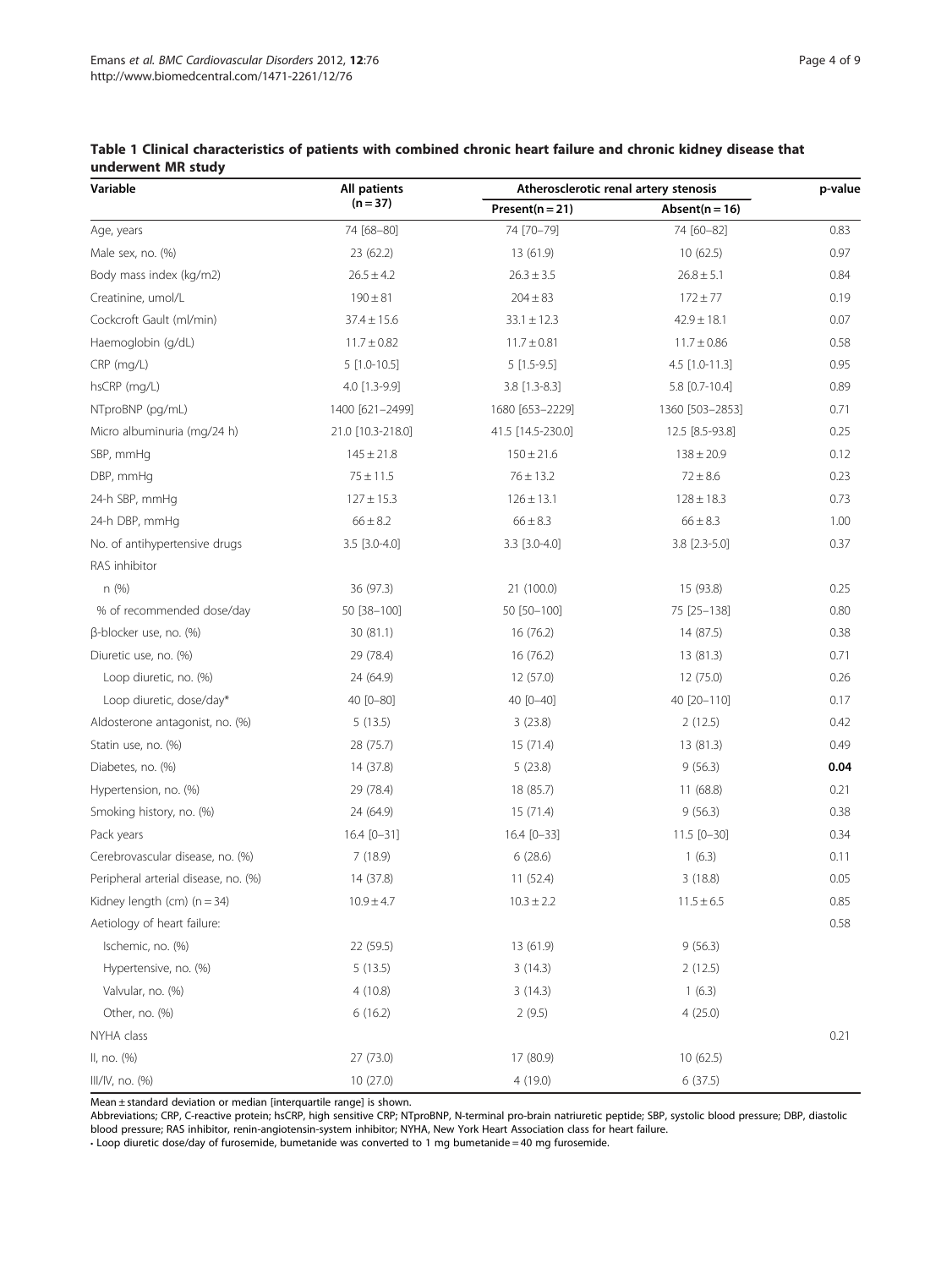**Table 1 Clinical characteristics of patients with combined chronic heart failure and chronic kidney disease that underwent MR study**

| Variable | All patients (n = 37) | Atherosclerotic renal artery stenosis | | p-value |
|---|---|---|---|---|
| | | Present(n = 21) | Absent(n = 16) | |
| Age, years | 74 [68–80] | 74 [70–79] | 74 [60–82] | 0.83 |
| Male sex, no. (%) | 23 (62.2) | 13 (61.9) | 10 (62.5) | 0.97 |
| Body mass index (kg/m2) | 26.5 ± 4.2 | 26.3 ± 3.5 | 26.8 ± 5.1 | 0.84 |
| Creatinine, umol/L | 190 ± 81 | 204 ± 83 | 172 ± 77 | 0.19 |
| Cockcroft Gault (ml/min) | 37.4 ± 15.6 | 33.1 ± 12.3 | 42.9 ± 18.1 | 0.07 |
| Haemoglobin (g/dL) | 11.7 ± 0.82 | 11.7 ± 0.81 | 11.7 ± 0.86 | 0.58 |
| CRP (mg/L) | 5 [1.0-10.5] | 5 [1.5-9.5] | 4.5 [1.0-11.3] | 0.95 |
| hsCRP (mg/L) | 4.0 [1.3-9.9] | 3.8 [1.3-8.3] | 5.8 [0.7-10.4] | 0.89 |
| NTproBNP (pg/mL) | 1400 [621–2499] | 1680 [653–2229] | 1360 [503–2853] | 0.71 |
| Micro albuminuria (mg/24 h) | 21.0 [10.3-218.0] | 41.5 [14.5-230.0] | 12.5 [8.5-93.8] | 0.25 |
| SBP, mmHg | 145 ± 21.8 | 150 ± 21.6 | 138 ± 20.9 | 0.12 |
| DBP, mmHg | 75 ± 11.5 | 76 ± 13.2 | 72 ± 8.6 | 0.23 |
| 24-h SBP, mmHg | 127 ± 15.3 | 126 ± 13.1 | 128 ± 18.3 | 0.73 |
| 24-h DBP, mmHg | 66 ± 8.2 | 66 ± 8.3 | 66 ± 8.3 | 1.00 |
| No. of antihypertensive drugs | 3.5 [3.0-4.0] | 3.3 [3.0-4.0] | 3.8 [2.3-5.0] | 0.37 |
| RAS inhibitor | | | | |
| n (%) | 36 (97.3) | 21 (100.0) | 15 (93.8) | 0.25 |
| % of recommended dose/day | 50 [38–100] | 50 [50–100] | 75 [25–138] | 0.80 |
| β-blocker use, no. (%) | 30 (81.1) | 16 (76.2) | 14 (87.5) | 0.38 |
| Diuretic use, no. (%) | 29 (78.4) | 16 (76.2) | 13 (81.3) | 0.71 |
| Loop diuretic, no. (%) | 24 (64.9) | 12 (57.0) | 12 (75.0) | 0.26 |
| Loop diuretic, dose/day* | 40 [0–80] | 40 [0–40] | 40 [20–110] | 0.17 |
| Aldosterone antagonist, no. (%) | 5 (13.5) | 3 (23.8) | 2 (12.5) | 0.42 |
| Statin use, no. (%) | 28 (75.7) | 15 (71.4) | 13 (81.3) | 0.49 |
| Diabetes, no. (%) | 14 (37.8) | 5 (23.8) | 9 (56.3) | **0.04** |
| Hypertension, no. (%) | 29 (78.4) | 18 (85.7) | 11 (68.8) | 0.21 |
| Smoking history, no. (%) | 24 (64.9) | 15 (71.4) | 9 (56.3) | 0.38 |
| Pack years | 16.4 [0–31] | 16.4 [0–33] | 11.5 [0–30] | 0.34 |
| Cerebrovascular disease, no. (%) | 7 (18.9) | 6 (28.6) | 1 (6.3) | 0.11 |
| Peripheral arterial disease, no. (%) | 14 (37.8) | 11 (52.4) | 3 (18.8) | 0.05 |
| Kidney length (cm) (n = 34) | 10.9 ± 4.7 | 10.3 ± 2.2 | 11.5 ± 6.5 | 0.85 |
| Aetiology of heart failure: | | | | 0.58 |
| Ischemic, no. (%) | 22 (59.5) | 13 (61.9) | 9 (56.3) | |
| Hypertensive, no. (%) | 5 (13.5) | 3 (14.3) | 2 (12.5) | |
| Valvular, no. (%) | 4 (10.8) | 3 (14.3) | 1 (6.3) | |
| Other, no. (%) | 6 (16.2) | 2 (9.5) | 4 (25.0) | |
| NYHA class | | | | 0.21 |
| II, no. (%) | 27 (73.0) | 17 (80.9) | 10 (62.5) | |
| III/IV, no. (%) | 10 (27.0) | 4 (19.0) | 6 (37.5) | |

Mean ± standard deviation or median [interquartile range] is shown.

Abbreviations; CRP, C-reactive protein; hsCRP, high sensitive CRP; NTproBNP, N-terminal pro-brain natriuretic peptide; SBP, systolic blood pressure; DBP, diastolic blood pressure; RAS inhibitor, renin-angiotensin-system inhibitor; NYHA, New York Heart Association class for heart failure.

• Loop diuretic dose/day of furosemide, bumetanide was converted to 1 mg bumetanide = 40 mg furosemide.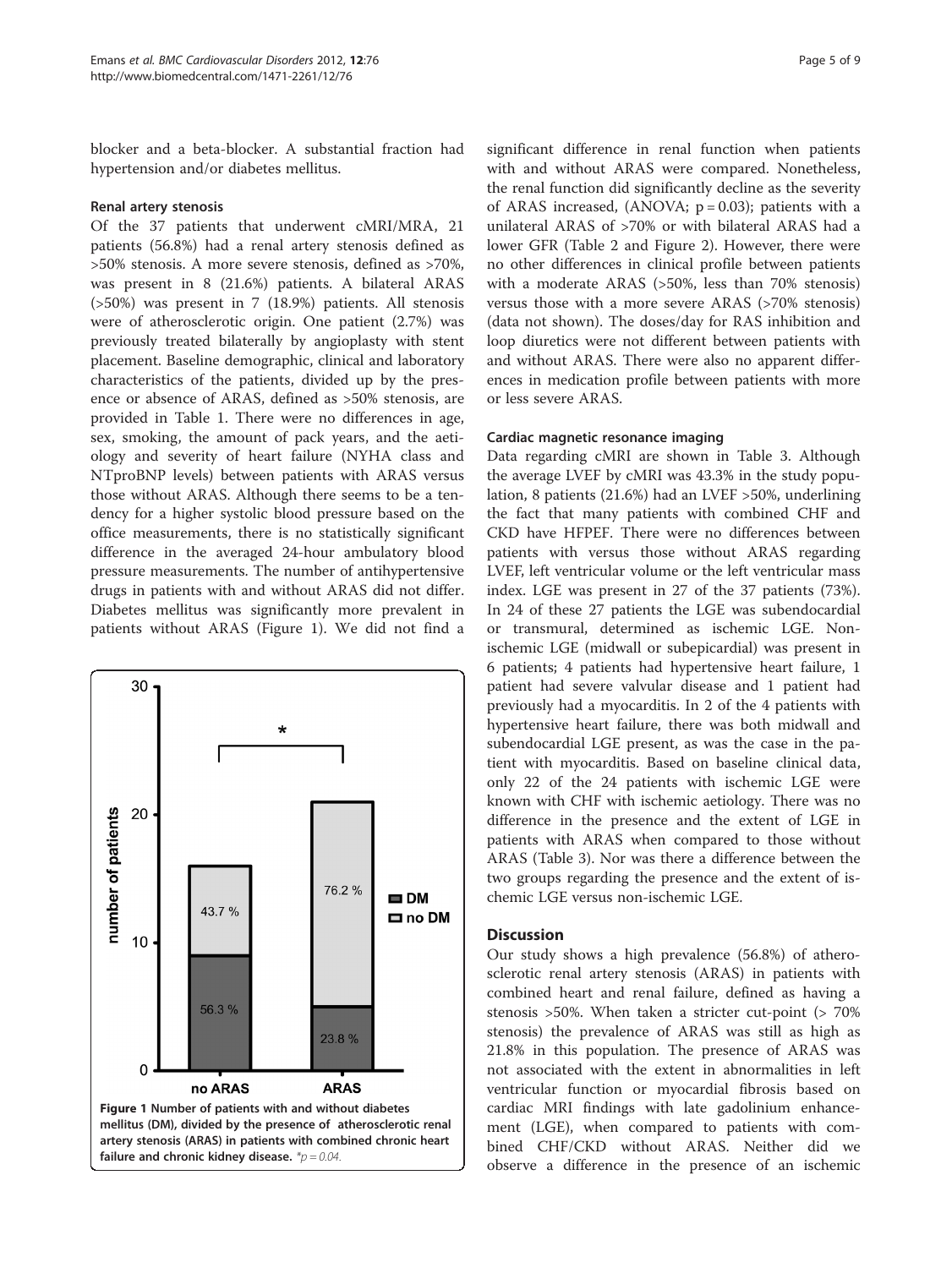blocker and a beta-blocker. A substantial fraction had hypertension and/or diabetes mellitus.

### Renal artery stenosis

Of the 37 patients that underwent cMRI/MRA, 21 patients (56.8%) had a renal artery stenosis defined as >50% stenosis. A more severe stenosis, defined as >70%, was present in 8 (21.6%) patients. A bilateral ARAS (>50%) was present in 7 (18.9%) patients. All stenosis were of atherosclerotic origin. One patient (2.7%) was previously treated bilaterally by angioplasty with stent placement. Baseline demographic, clinical and laboratory characteristics of the patients, divided up by the presence or absence of ARAS, defined as >50% stenosis, are provided in Table 1. There were no differences in age, sex, smoking, the amount of pack years, and the aetiology and severity of heart failure (NYHA class and NTproBNP levels) between patients with ARAS versus those without ARAS. Although there seems to be a tendency for a higher systolic blood pressure based on the office measurements, there is no statistically significant difference in the averaged 24-hour ambulatory blood pressure measurements. The number of antihypertensive drugs in patients with and without ARAS did not differ. Diabetes mellitus was significantly more prevalent in patients without ARAS (Figure 1). We did not find a significant difference in renal function when patients with and without ARAS were compared. Nonetheless, the renal function did significantly decline as the severity of ARAS increased, (ANOVA; $p = 0.03$); patients with a unilateral ARAS of >70% or with bilateral ARAS had a lower GFR (Table 2 and Figure 2). However, there were no other differences in clinical profile between patients with a moderate ARAS (>50%, less than 70% stenosis) versus those with a more severe ARAS (>70% stenosis) (data not shown). The doses/day for RAS inhibition and loop diuretics were not different between patients with and without ARAS. There were also no apparent differences in medication profile between patients with more or less severe ARAS.

**Figure 1 Number of patients with and without diabetes mellitus (DM), divided by the presence of atherosclerotic renal artery stenosis (ARAS) in patients with combined chronic heart failure and chronic kidney disease.** *$p = 0.04$.

### Cardiac magnetic resonance imaging

Data regarding cMRI are shown in Table 3. Although the average LVEF by cMRI was 43.3% in the study population, 8 patients (21.6%) had an LVEF >50%, underlining the fact that many patients with combined CHF and CKD have HFPEF. There were no differences between patients with versus those without ARAS regarding LVEF, left ventricular volume or the left ventricular mass index. LGE was present in 27 of the 37 patients (73%). In 24 of these 27 patients the LGE was subendocardial or transmural, determined as ischemic LGE. Non-ischemic LGE (midwall or subepicardial) was present in 6 patients; 4 patients had hypertensive heart failure, 1 patient had severe valvular disease and 1 patient had previously had a myocarditis. In 2 of the 4 patients with hypertensive heart failure, there was both midwall and subendocardial LGE present, as was the case in the patient with myocarditis. Based on baseline clinical data, only 22 of the 24 patients with ischemic LGE were known with CHF with ischemic aetiology. There was no difference in the presence and the extent of LGE in patients with ARAS when compared to those without ARAS (Table 3). Nor was there a difference between the two groups regarding the presence and the extent of ischemic LGE versus non-ischemic LGE.

## Discussion

Our study shows a high prevalence (56.8%) of atherosclerotic renal artery stenosis (ARAS) in patients with combined heart and renal failure, defined as having a stenosis >50%. When taken a stricter cut-point (> 70% stenosis) the prevalence of ARAS was still as high as 21.8% in this population. The presence of ARAS was not associated with the extent in abnormalities in left ventricular function or myocardial fibrosis based on cardiac MRI findings with late gadolinium enhancement (LGE), when compared to patients with combined CHF/CKD without ARAS. Neither did we observe a difference in the presence of an ischemic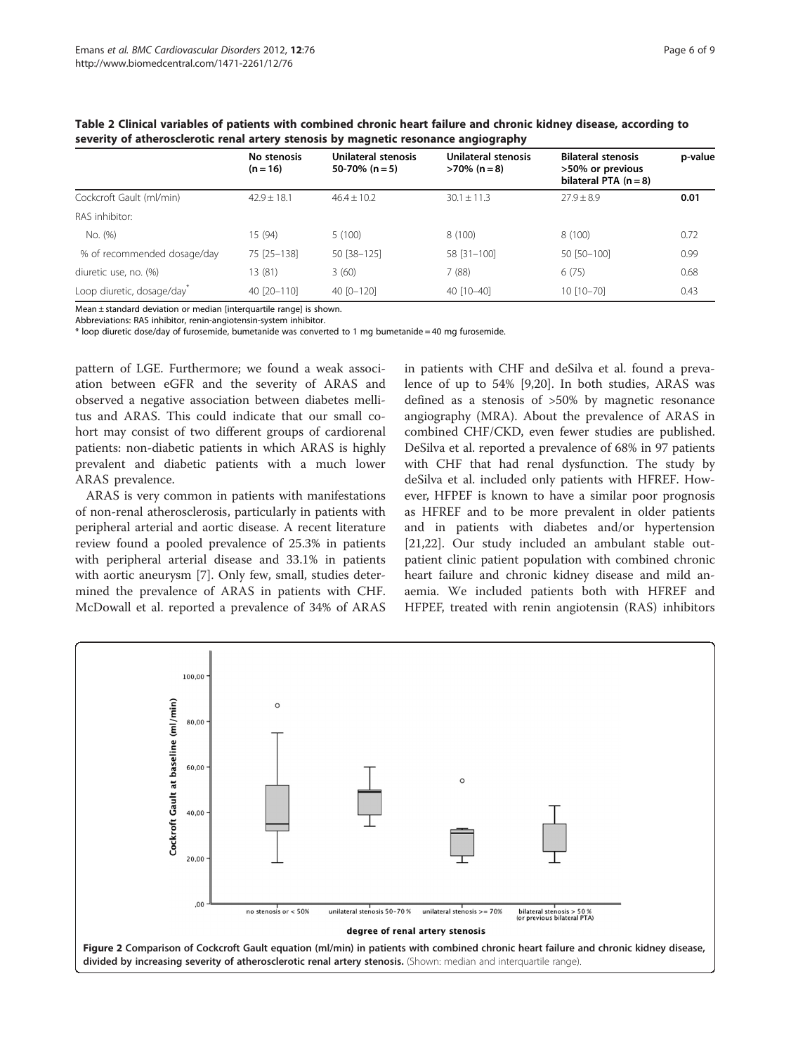**Table 2 Clinical variables of patients with combined chronic heart failure and chronic kidney disease, according to severity of atherosclerotic renal artery stenosis by magnetic resonance angiography**

| | No stenosis (n = 16) | Unilateral stenosis 50-70% (n = 5) | Unilateral stenosis >70% (n = 8) | Bilateral stenosis >50% or previous bilateral PTA (n = 8) | p-value |
|---|---|---|---|---|---|
| Cockcroft Gault (ml/min) | 42.9 ± 18.1 | 46.4 ± 10.2 | 30.1 ± 11.3 | 27.9 ± 8.9 | **0.01** |
| RAS inhibitor: | | | | | |
| No. (%) | 15 (94) | 5 (100) | 8 (100) | 8 (100) | 0.72 |
| % of recommended dosage/day | 75 [25–138] | 50 [38–125] | 58 [31–100] | 50 [50–100] | 0.99 |
| diuretic use, no. (%) | 13 (81) | 3 (60) | 7 (88) | 6 (75) | 0.68 |
| Loop diuretic, dosage/day* | 40 [20–110] | 40 [0–120] | 40 [10–40] | 10 [10–70] | 0.43 |

Mean ± standard deviation or median [interquartile range] is shown.
Abbreviations: RAS inhibitor, renin-angiotensin-system inhibitor.
* loop diuretic dose/day of furosemide, bumetanide was converted to 1 mg bumetanide = 40 mg furosemide.

pattern of LGE. Furthermore; we found a weak association between eGFR and the severity of ARAS and observed a negative association between diabetes mellitus and ARAS. This could indicate that our small cohort may consist of two different groups of cardiorenal patients: non-diabetic patients in which ARAS is highly prevalent and diabetic patients with a much lower ARAS prevalence.

ARAS is very common in patients with manifestations of non-renal atherosclerosis, particularly in patients with peripheral arterial and aortic disease. A recent literature review found a pooled prevalence of 25.3% in patients with peripheral arterial disease and 33.1% in patients with aortic aneurysm [7]. Only few, small, studies determined the prevalence of ARAS in patients with CHF. McDowall et al. reported a prevalence of 34% of ARAS in patients with CHF and deSilva et al. found a prevalence of up to 54% [9,20]. In both studies, ARAS was defined as a stenosis of >50% by magnetic resonance angiography (MRA). About the prevalence of ARAS in combined CHF/CKD, even fewer studies are published. DeSilva et al. reported a prevalence of 68% in 97 patients with CHF that had renal dysfunction. The study by deSilva et al. included only patients with HFREF. However, HFPEF is known to have a similar poor prognosis as HFREF and to be more prevalent in older patients and in patients with diabetes and/or hypertension [21,22]. Our study included an ambulant stable outpatient clinic patient population with combined chronic heart failure and chronic kidney disease and mild anaemia. We included patients both with HFREF and HFPEF, treated with renin angiotensin (RAS) inhibitors

**Figure 2 Comparison of Cockcroft Gault equation (ml/min) in patients with combined chronic heart failure and chronic kidney disease, divided by increasing severity of atherosclerotic renal artery stenosis.** (Shown: median and interquartile range).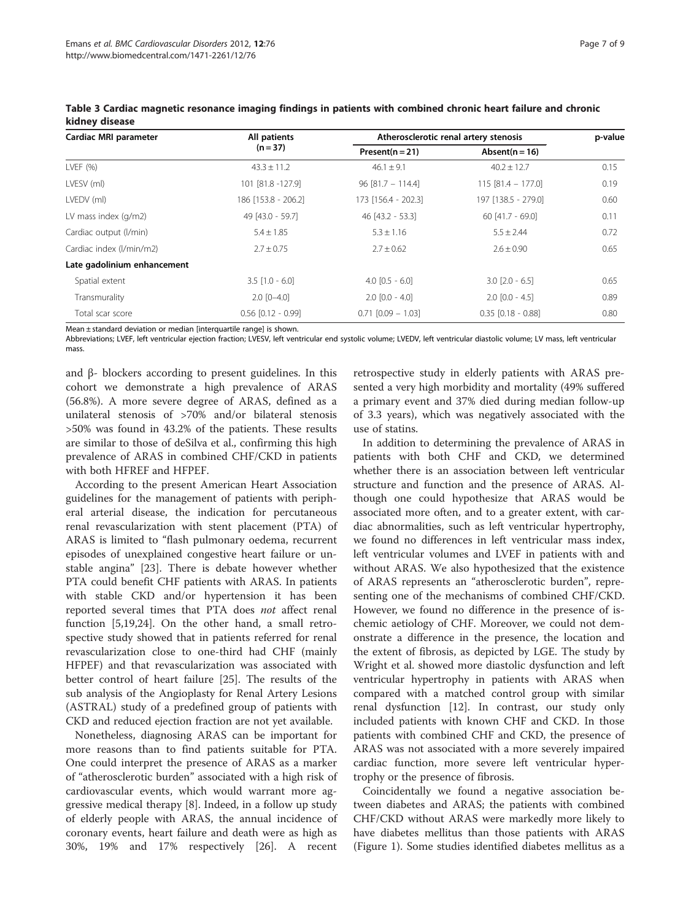**Table 3 Cardiac magnetic resonance imaging findings in patients with combined chronic heart failure and chronic kidney disease**

| Cardiac MRI parameter | All patients (n = 37) | Atherosclerotic renal artery stenosis | | p-value |
|---|---|---|---|---|
| | | Present(n = 21) | Absent(n = 16) | |
| LVEF (%) | 43.3 ± 11.2 | 46.1 ± 9.1 | 40.2 ± 12.7 | 0.15 |
| LVESV (ml) | 101 [81.8 -127.9] | 96 [81.7 – 114.4] | 115 [81.4 – 177.0] | 0.19 |
| LVEDV (ml) | 186 [153.8 - 206.2] | 173 [156.4 - 202.3] | 197 [138.5 - 279.0] | 0.60 |
| LV mass index (g/m2) | 49 [43.0 - 59.7] | 46 [43.2 - 53.3] | 60 [41.7 - 69.0] | 0.11 |
| Cardiac output (l/min) | 5.4 ± 1.85 | 5.3 ± 1.16 | 5.5 ± 2.44 | 0.72 |
| Cardiac index (l/min/m2) | 2.7 ± 0.75 | 2.7 ± 0.62 | 2.6 ± 0.90 | 0.65 |
| **Late gadolinium enhancement** | | | | |
| Spatial extent | 3.5 [1.0 - 6.0] | 4.0 [0.5 - 6.0] | 3.0 [2.0 - 6.5] | 0.65 |
| Transmurality | 2.0 [0–4.0] | 2.0 [0.0 - 4.0] | 2.0 [0.0 - 4.5] | 0.89 |
| Total scar score | 0.56 [0.12 - 0.99] | 0.71 [0.09 – 1.03] | 0.35 [0.18 - 0.88] | 0.80 |

Mean ± standard deviation or median [interquartile range] is shown.
Abbreviations; LVEF, left ventricular ejection fraction; LVESV, left ventricular end systolic volume; LVEDV, left ventricular diastolic volume; LV mass, left ventricular mass.

and β- blockers according to present guidelines. In this cohort we demonstrate a high prevalence of ARAS (56.8%). A more severe degree of ARAS, defined as a unilateral stenosis of >70% and/or bilateral stenosis >50% was found in 43.2% of the patients. These results are similar to those of deSilva et al., confirming this high prevalence of ARAS in combined CHF/CKD in patients with both HFREF and HFPEF.

According to the present American Heart Association guidelines for the management of patients with peripheral arterial disease, the indication for percutaneous renal revascularization with stent placement (PTA) of ARAS is limited to "flash pulmonary oedema, recurrent episodes of unexplained congestive heart failure or unstable angina" [23]. There is debate however whether PTA could benefit CHF patients with ARAS. In patients with stable CKD and/or hypertension it has been reported several times that PTA does *not* affect renal function [5,19,24]. On the other hand, a small retrospective study showed that in patients referred for renal revascularization close to one-third had CHF (mainly HFPEF) and that revascularization was associated with better control of heart failure [25]. The results of the sub analysis of the Angioplasty for Renal Artery Lesions (ASTRAL) study of a predefined group of patients with CKD and reduced ejection fraction are not yet available.

Nonetheless, diagnosing ARAS can be important for more reasons than to find patients suitable for PTA. One could interpret the presence of ARAS as a marker of "atherosclerotic burden" associated with a high risk of cardiovascular events, which would warrant more aggressive medical therapy [8]. Indeed, in a follow up study of elderly people with ARAS, the annual incidence of coronary events, heart failure and death were as high as 30%, 19% and 17% respectively [26]. A recent retrospective study in elderly patients with ARAS presented a very high morbidity and mortality (49% suffered a primary event and 37% died during median follow-up of 3.3 years), which was negatively associated with the use of statins.

In addition to determining the prevalence of ARAS in patients with both CHF and CKD, we determined whether there is an association between left ventricular structure and function and the presence of ARAS. Although one could hypothesize that ARAS would be associated more often, and to a greater extent, with cardiac abnormalities, such as left ventricular hypertrophy, we found no differences in left ventricular mass index, left ventricular volumes and LVEF in patients with and without ARAS. We also hypothesized that the existence of ARAS represents an "atherosclerotic burden", representing one of the mechanisms of combined CHF/CKD. However, we found no difference in the presence of ischemic aetiology of CHF. Moreover, we could not demonstrate a difference in the presence, the location and the extent of fibrosis, as depicted by LGE. The study by Wright et al. showed more diastolic dysfunction and left ventricular hypertrophy in patients with ARAS when compared with a matched control group with similar renal dysfunction [12]. In contrast, our study only included patients with known CHF and CKD. In those patients with combined CHF and CKD, the presence of ARAS was not associated with a more severely impaired cardiac function, more severe left ventricular hypertrophy or the presence of fibrosis.

Coincidentally we found a negative association between diabetes and ARAS; the patients with combined CHF/CKD without ARAS were markedly more likely to have diabetes mellitus than those patients with ARAS (Figure 1). Some studies identified diabetes mellitus as a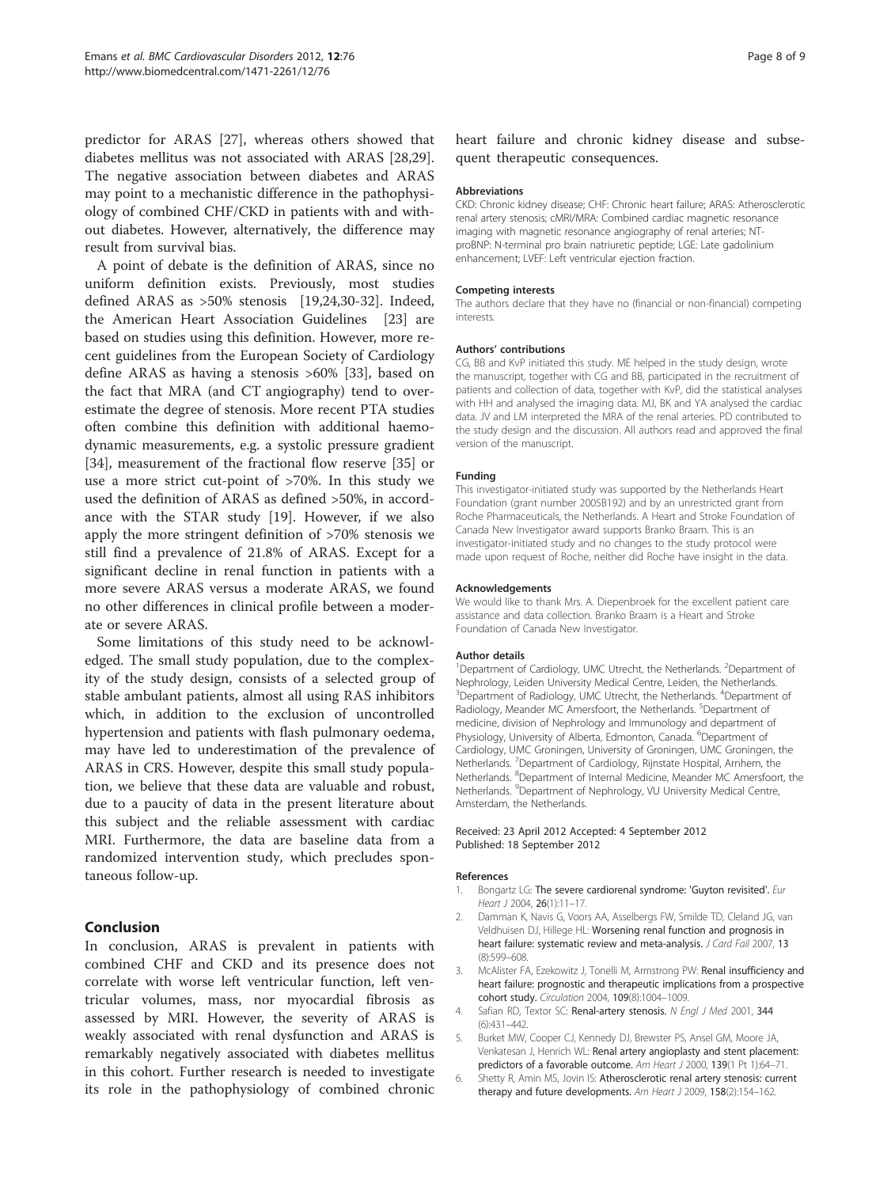predictor for ARAS [27], whereas others showed that diabetes mellitus was not associated with ARAS [28,29]. The negative association between diabetes and ARAS may point to a mechanistic difference in the pathophysiology of combined CHF/CKD in patients with and without diabetes. However, alternatively, the difference may result from survival bias.

A point of debate is the definition of ARAS, since no uniform definition exists. Previously, most studies defined ARAS as >50% stenosis [19,24,30-32]. Indeed, the American Heart Association Guidelines [23] are based on studies using this definition. However, more recent guidelines from the European Society of Cardiology define ARAS as having a stenosis >60% [33], based on the fact that MRA (and CT angiography) tend to overestimate the degree of stenosis. More recent PTA studies often combine this definition with additional haemodynamic measurements, e.g. a systolic pressure gradient [34], measurement of the fractional flow reserve [35] or use a more strict cut-point of >70%. In this study we used the definition of ARAS as defined >50%, in accordance with the STAR study [19]. However, if we also apply the more stringent definition of >70% stenosis we still find a prevalence of 21.8% of ARAS. Except for a significant decline in renal function in patients with a more severe ARAS versus a moderate ARAS, we found no other differences in clinical profile between a moderate or severe ARAS.

Some limitations of this study need to be acknowledged. The small study population, due to the complexity of the study design, consists of a selected group of stable ambulant patients, almost all using RAS inhibitors which, in addition to the exclusion of uncontrolled hypertension and patients with flash pulmonary oedema, may have led to underestimation of the prevalence of ARAS in CRS. However, despite this small study population, we believe that these data are valuable and robust, due to a paucity of data in the present literature about this subject and the reliable assessment with cardiac MRI. Furthermore, the data are baseline data from a randomized intervention study, which precludes spontaneous follow-up.

## Conclusion

In conclusion, ARAS is prevalent in patients with combined CHF and CKD and its presence does not correlate with worse left ventricular function, left ventricular volumes, mass, nor myocardial fibrosis as assessed by MRI. However, the severity of ARAS is weakly associated with renal dysfunction and ARAS is remarkably negatively associated with diabetes mellitus in this cohort. Further research is needed to investigate its role in the pathophysiology of combined chronic heart failure and chronic kidney disease and subsequent therapeutic consequences.

#### Abbreviations

CKD: Chronic kidney disease; CHF: Chronic heart failure; ARAS: Atherosclerotic renal artery stenosis; cMRI/MRA: Combined cardiac magnetic resonance imaging with magnetic resonance angiography of renal arteries; NT-proBNP: N-terminal pro brain natriuretic peptide; LGE: Late gadolinium enhancement; LVEF: Left ventricular ejection fraction.

#### Competing interests

The authors declare that they have no (financial or non-financial) competing interests.

#### Authors' contributions

CG, BB and KvP initiated this study. ME helped in the study design, wrote the manuscript, together with CG and BB, participated in the recruitment of patients and collection of data, together with KvP, did the statistical analyses with HH and analysed the imaging data. MJ, BK and YA analysed the cardiac data. JV and LM interpreted the MRA of the renal arteries. PD contributed to the study design and the discussion. All authors read and approved the final version of the manuscript.

#### Funding

This investigator-initiated study was supported by the Netherlands Heart Foundation (grant number 2005B192) and by an unrestricted grant from Roche Pharmaceuticals, the Netherlands. A Heart and Stroke Foundation of Canada New Investigator award supports Branko Braam. This is an investigator-initiated study and no changes to the study protocol were made upon request of Roche, neither did Roche have insight in the data.

#### Acknowledgements

We would like to thank Mrs. A. Diepenbroek for the excellent patient care assistance and data collection. Branko Braam is a Heart and Stroke Foundation of Canada New Investigator.

#### Author details

[1]Department of Cardiology, UMC Utrecht, the Netherlands. [2]Department of Nephrology, Leiden University Medical Centre, Leiden, the Netherlands. [3]Department of Radiology, UMC Utrecht, the Netherlands. [4]Department of Radiology, Meander MC Amersfoort, the Netherlands. [5]Department of medicine, division of Nephrology and Immunology and department of Physiology, University of Alberta, Edmonton, Canada. [6]Department of Cardiology, UMC Groningen, University of Groningen, UMC Groningen, the Netherlands. [7]Department of Cardiology, Rijnstate Hospital, Arnhem, the Netherlands. [8]Department of Internal Medicine, Meander MC Amersfoort, the Netherlands. [9]Department of Nephrology, VU University Medical Centre, Amsterdam, the Netherlands.

Received: 23 April 2012 Accepted: 4 September 2012
Published: 18 September 2012

#### References

1. Bongartz LG: The severe cardiorenal syndrome: 'Guyton revisited'. *Eur Heart J* 2004, **26**(1):11–17.
2. Damman K, Navis G, Voors AA, Asselbergs FW, Smilde TD, Cleland JG, van Veldhuisen DJ, Hillege HL: Worsening renal function and prognosis in heart failure: systematic review and meta-analysis. *J Card Fail* 2007, **13** (8):599–608.
3. McAlister FA, Ezekowitz J, Tonelli M, Armstrong PW: Renal insufficiency and heart failure: prognostic and therapeutic implications from a prospective cohort study. *Circulation* 2004, **109**(8):1004–1009.
4. Safian RD, Textor SC: Renal-artery stenosis. *N Engl J Med* 2001, **344** (6):431–442.
5. Burket MW, Cooper CJ, Kennedy DJ, Brewster PS, Ansel GM, Moore JA, Venkatesan J, Henrich WL: Renal artery angioplasty and stent placement: predictors of a favorable outcome. *Am Heart J* 2000, **139**(1 Pt 1):64–71.
6. Shetty R, Amin MS, Jovin IS: Atherosclerotic renal artery stenosis: current therapy and future developments. *Am Heart J* 2009, **158**(2):154–162.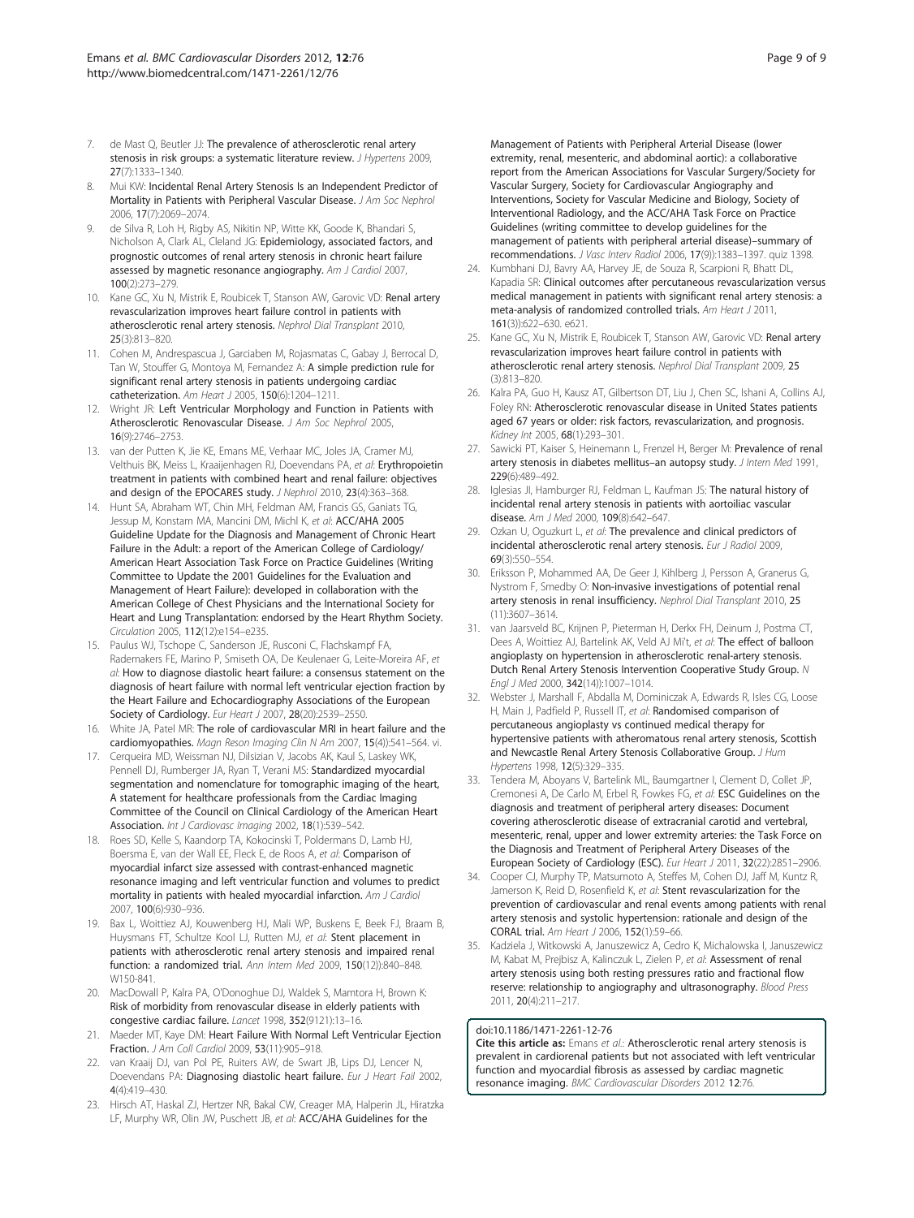7. de Mast Q, Beutler JJ: The prevalence of atherosclerotic renal artery stenosis in risk groups: a systematic literature review. *J Hypertens* 2009, 27(7):1333–1340.
8. Mui KW: Incidental Renal Artery Stenosis Is an Independent Predictor of Mortality in Patients with Peripheral Vascular Disease. *J Am Soc Nephrol* 2006, 17(7):2069–2074.
9. de Silva R, Loh H, Rigby AS, Nikitin NP, Witte KK, Goode K, Bhandari S, Nicholson A, Clark AL, Cleland JG: Epidemiology, associated factors, and prognostic outcomes of renal artery stenosis in chronic heart failure assessed by magnetic resonance angiography. *Am J Cardiol* 2007, 100(2):273–279.
10. Kane GC, Xu N, Mistrik E, Roubicek T, Stanson AW, Garovic VD: Renal artery revascularization improves heart failure control in patients with atherosclerotic renal artery stenosis. *Nephrol Dial Transplant* 2010, 25(3):813–820.
11. Cohen M, Andrespascua J, Garciaben M, Rojasmatas C, Gabay J, Berrocal D, Tan W, Stouffer G, Montoya M, Fernandez A: A simple prediction rule for significant renal artery stenosis in patients undergoing cardiac catheterization. *Am Heart J* 2005, 150(6):1204–1211.
12. Wright JR: Left Ventricular Morphology and Function in Patients with Atherosclerotic Renovascular Disease. *J Am Soc Nephrol* 2005, 16(9):2746–2753.
13. van der Putten K, Jie KE, Emans ME, Verhaar MC, Joles JA, Cramer MJ, Velthuis BK, Meiss L, Kraaijenhagen RJ, Doevendans PA, *et al*: Erythropoietin treatment in patients with combined heart and renal failure: objectives and design of the EPOCARES study. *J Nephrol* 2010, 23(4):363–368.
14. Hunt SA, Abraham WT, Chin MH, Feldman AM, Francis GS, Ganiats TG, Jessup M, Konstam MA, Mancini DM, Michl K, *et al*: ACC/AHA 2005 Guideline Update for the Diagnosis and Management of Chronic Heart Failure in the Adult: a report of the American College of Cardiology/ American Heart Association Task Force on Practice Guidelines (Writing Committee to Update the 2001 Guidelines for the Evaluation and Management of Heart Failure): developed in collaboration with the American College of Chest Physicians and the International Society for Heart and Lung Transplantation: endorsed by the Heart Rhythm Society. *Circulation* 2005, 112(12):e154–e235.
15. Paulus WJ, Tschope C, Sanderson JE, Rusconi C, Flachskampf FA, Rademakers FE, Marino P, Smiseth OA, De Keulenaer G, Leite-Moreira AF, *et al*: How to diagnose diastolic heart failure: a consensus statement on the diagnosis of heart failure with normal left ventricular ejection fraction by the Heart Failure and Echocardiography Associations of the European Society of Cardiology. *Eur Heart J* 2007, 28(20):2539–2550.
16. White JA, Patel MR: The role of cardiovascular MRI in heart failure and the cardiomyopathies. *Magn Reson Imaging Clin N Am* 2007, 15(4):541–564. vi.
17. Cerqueira MD, Weissman NJ, Dilsizian V, Jacobs AK, Kaul S, Laskey WK, Pennell DJ, Rumberger JA, Ryan T, Verani MS: Standardized myocardial segmentation and nomenclature for tomographic imaging of the heart, A statement for healthcare professionals from the Cardiac Imaging Committee of the Council on Clinical Cardiology of the American Heart Association. *Int J Cardiovasc Imaging* 2002, 18(1):539–542.
18. Roes SD, Kelle S, Kaandorp TA, Kokocinski T, Poldermans D, Lamb HJ, Boersma E, van der Wall EE, Fleck E, de Roos A, *et al*: Comparison of myocardial infarct size assessed with contrast-enhanced magnetic resonance imaging and left ventricular function and volumes to predict mortality in patients with healed myocardial infarction. *Am J Cardiol* 2007, 100(6):930–936.
19. Bax L, Woittiez AJ, Kouwenberg HJ, Mali WP, Buskens E, Beek FJ, Braam B, Huysmans FT, Schultze Kool LJ, Rutten MJ, *et al*: Stent placement in patients with atherosclerotic renal artery stenosis and impaired renal function: a randomized trial. *Ann Intern Med* 2009, 150(12)):840–848. W150-841.
20. MacDowall P, Kalra PA, O'Donoghue DJ, Waldek S, Mamtora H, Brown K: Risk of morbidity from renovascular disease in elderly patients with congestive cardiac failure. *Lancet* 1998, 352(9121):13–16.
21. Maeder MT, Kaye DM: Heart Failure With Normal Left Ventricular Ejection Fraction. *J Am Coll Cardiol* 2009, 53(11):905–918.
22. van Kraaij DJ, van Pol PE, Ruiters AW, de Swart JB, Lips DJ, Lencer N, Doevendans PA: Diagnosing diastolic heart failure. *Eur J Heart Fail* 2002, 4(4):419–430.
23. Hirsch AT, Haskal ZJ, Hertzer NR, Bakal CW, Creager MA, Halperin JL, Hiratzka LF, Murphy WR, Olin JW, Puschett JB, *et al*: ACC/AHA Guidelines for the Management of Patients with Peripheral Arterial Disease (lower extremity, renal, mesenteric, and abdominal aortic): a collaborative report from the American Associations for Vascular Surgery/Society for Vascular Surgery, Society for Cardiovascular Angiography and Interventions, Society for Vascular Medicine and Biology, Society of Interventional Radiology, and the ACC/AHA Task Force on Practice Guidelines (writing committee to develop guidelines for the management of patients with peripheral arterial disease)–summary of recommendations. *J Vasc Interv Radiol* 2006, 17(9)):1383–1397. quiz 1398.
24. Kumbhani DJ, Bavry AA, Harvey JE, de Souza R, Scarpioni R, Bhatt DL, Kapadia SR: Clinical outcomes after percutaneous revascularization versus medical management in patients with significant renal artery stenosis: a meta-analysis of randomized controlled trials. *Am Heart J* 2011, 161(3)):622–630. e621.
25. Kane GC, Xu N, Mistrik E, Roubicek T, Stanson AW, Garovic VD: Renal artery revascularization improves heart failure control in patients with atherosclerotic renal artery stenosis. *Nephrol Dial Transplant* 2009, 25 (3):813–820.
26. Kalra PA, Guo H, Kausz AT, Gilbertson DT, Liu J, Chen SC, Ishani A, Collins AJ, Foley RN: Atherosclerotic renovascular disease in United States patients aged 67 years or older: risk factors, revascularization, and prognosis. *Kidney Int* 2005, 68(1):293–301.
27. Sawicki PT, Kaiser S, Heinemann L, Frenzel H, Berger M: Prevalence of renal artery stenosis in diabetes mellitus–an autopsy study. *J Intern Med* 1991, 229(6):489–492.
28. Iglesias JI, Hamburger RJ, Feldman L, Kaufman JS: The natural history of incidental renal artery stenosis in patients with aortoiliac vascular disease. *Am J Med* 2000, 109(8):642–647.
29. Ozkan U, Oguzkurt L, *et al*: The prevalence and clinical predictors of incidental atherosclerotic renal artery stenosis. *Eur J Radiol* 2009, 69(3):550–554.
30. Eriksson P, Mohammed AA, De Geer J, Kihlberg J, Persson A, Granerus G, Nystrom F, Smedby O: Non-invasive investigations of potential renal artery stenosis in renal insufficiency. *Nephrol Dial Transplant* 2010, 25 (11):3607–3614.
31. van Jaarsveld BC, Krijnen P, Pieterman H, Derkx FH, Deinum J, Postma CT, Dees A, Woittiez AJ, Bartelink AK, Veld AJ Mi't, *et al*: The effect of balloon angioplasty on hypertension in atherosclerotic renal-artery stenosis. Dutch Renal Artery Stenosis Intervention Cooperative Study Group. *N Engl J Med* 2000, 342(14)):1007–1014.
32. Webster J, Marshall F, Abdalla M, Dominiczak A, Edwards R, Isles CG, Loose H, Main J, Padfield P, Russell IT, *et al*: Randomised comparison of percutaneous angioplasty vs continued medical therapy for hypertensive patients with atheromatous renal artery stenosis, Scottish and Newcastle Renal Artery Stenosis Collaborative Group. *J Hum Hypertens* 1998, 12(5):329–335.
33. Tendera M, Aboyans V, Bartelink ML, Baumgartner I, Clement D, Collet JP, Cremonesi A, De Carlo M, Erbel R, Fowkes FG, *et al*: ESC Guidelines on the diagnosis and treatment of peripheral artery diseases: Document covering atherosclerotic disease of extracranial carotid and vertebral, mesenteric, renal, upper and lower extremity arteries: the Task Force on the Diagnosis and Treatment of Peripheral Artery Diseases of the European Society of Cardiology (ESC). *Eur Heart J* 2011, 32(22):2851–2906.
34. Cooper CJ, Murphy TP, Matsumoto A, Steffes M, Cohen DJ, Jaff M, Kuntz R, Jamerson K, Reid D, Rosenfield K, *et al*: Stent revascularization for the prevention of cardiovascular and renal events among patients with renal artery stenosis and systolic hypertension: rationale and design of the CORAL trial. *Am Heart J* 2006, 152(1):59–66.
35. Kadziela J, Witkowski A, Januszewicz A, Cedro K, Michalowska I, Januszewicz M, Kabat M, Prejbisz A, Kalinczuk L, Zielen P, *et al*: Assessment of renal artery stenosis using both resting pressures ratio and fractional flow reserve: relationship to angiography and ultrasonography. *Blood Press* 2011, 20(4):211–217.

doi:10.1186/1471-2261-12-76

**Cite this article as:** Emans *et al.*: Atherosclerotic renal artery stenosis is prevalent in cardiorenal patients but not associated with left ventricular function and myocardial fibrosis as assessed by cardiac magnetic resonance imaging. *BMC Cardiovascular Disorders* 2012 **12**:76.